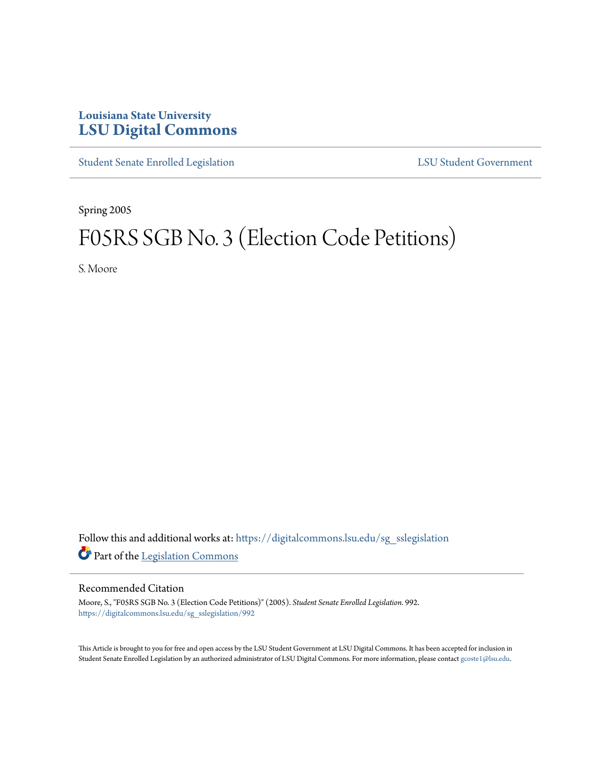Louisiana State University
**LSU Digital Commons**

Student Senate Enrolled Legislation | LSU Student Government

Spring 2005

# F05RS SGB No. 3 (Election Code Petitions)

S. Moore

Follow this and additional works at: https://digitalcommons.lsu.edu/sg_sslegislation

Part of the Legislation Commons

## Recommended Citation

Moore, S., "F05RS SGB No. 3 (Election Code Petitions)" (2005). *Student Senate Enrolled Legislation*. 992.
https://digitalcommons.lsu.edu/sg_sslegislation/992

This Article is brought to you for free and open access by the LSU Student Government at LSU Digital Commons. It has been accepted for inclusion in Student Senate Enrolled Legislation by an authorized administrator of LSU Digital Commons. For more information, please contact gcoste1@lsu.edu.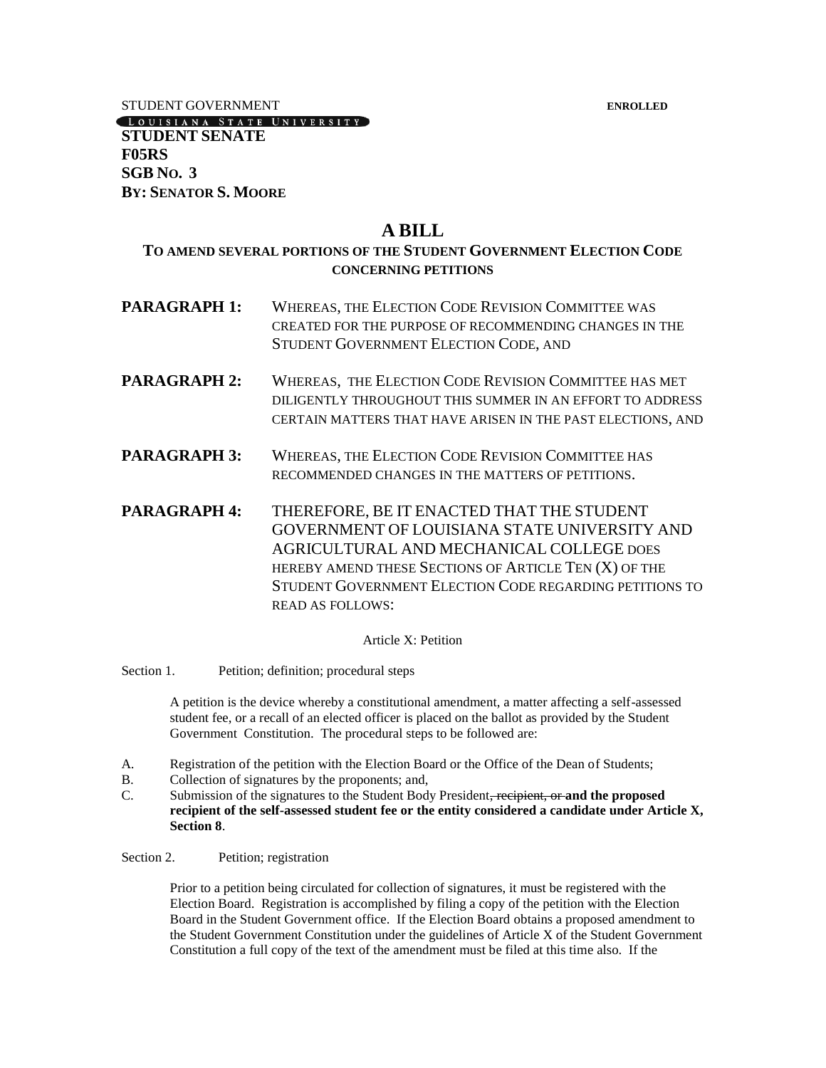STUDENT GOVERNMENT **ENROLLED**

LOUISIANA STATE UNIVERSITY

**STUDENT SENATE**
**F05RS**
**SGB NO. 3**
**BY: SENATOR S. MOORE**

# A BILL

## TO AMEND SEVERAL PORTIONS OF THE STUDENT GOVERNMENT ELECTION CODE CONCERNING PETITIONS

**PARAGRAPH 1:** WHEREAS, THE ELECTION CODE REVISION COMMITTEE WAS CREATED FOR THE PURPOSE OF RECOMMENDING CHANGES IN THE STUDENT GOVERNMENT ELECTION CODE, AND

**PARAGRAPH 2:** WHEREAS, THE ELECTION CODE REVISION COMMITTEE HAS MET DILIGENTLY THROUGHOUT THIS SUMMER IN AN EFFORT TO ADDRESS CERTAIN MATTERS THAT HAVE ARISEN IN THE PAST ELECTIONS, AND

**PARAGRAPH 3:** WHEREAS, THE ELECTION CODE REVISION COMMITTEE HAS RECOMMENDED CHANGES IN THE MATTERS OF PETITIONS.

**PARAGRAPH 4:** THEREFORE, BE IT ENACTED THAT THE STUDENT GOVERNMENT OF LOUISIANA STATE UNIVERSITY AND AGRICULTURAL AND MECHANICAL COLLEGE DOES HEREBY AMEND THESE SECTIONS OF ARTICLE TEN (X) OF THE STUDENT GOVERNMENT ELECTION CODE REGARDING PETITIONS TO READ AS FOLLOWS:

Article X: Petition

Section 1. Petition; definition; procedural steps

A petition is the device whereby a constitutional amendment, a matter affecting a self-assessed student fee, or a recall of an elected officer is placed on the ballot as provided by the Student Government Constitution. The procedural steps to be followed are:

A. Registration of the petition with the Election Board or the Office of the Dean of Students;
B. Collection of signatures by the proponents; and,
C. Submission of the signatures to the Student Body President~~, recipient, or~~ **and the proposed recipient of the self-assessed student fee or the entity considered a candidate under Article X, Section 8**.

Section 2. Petition; registration

Prior to a petition being circulated for collection of signatures, it must be registered with the Election Board. Registration is accomplished by filing a copy of the petition with the Election Board in the Student Government office. If the Election Board obtains a proposed amendment to the Student Government Constitution under the guidelines of Article X of the Student Government Constitution a full copy of the text of the amendment must be filed at this time also. If the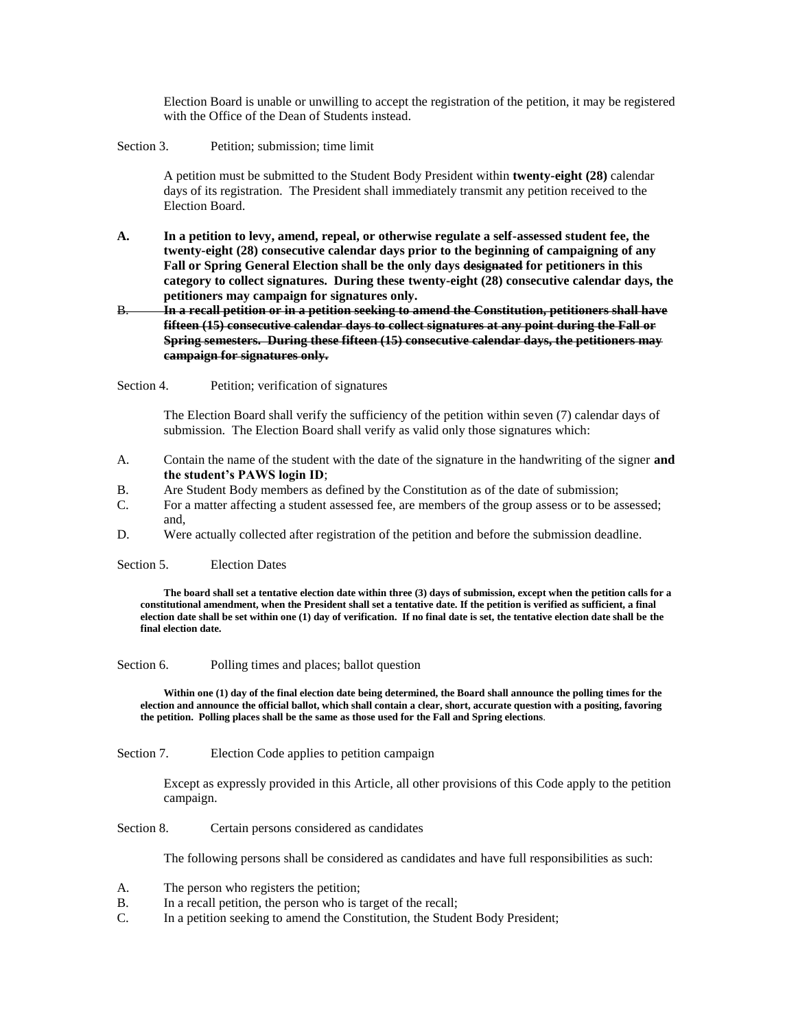Election Board is unable or unwilling to accept the registration of the petition, it may be registered with the Office of the Dean of Students instead.

Section 3. Petition; submission; time limit

A petition must be submitted to the Student Body President within **twenty-eight (28)** calendar days of its registration. The President shall immediately transmit any petition received to the Election Board.

**A. In a petition to levy, amend, repeal, or otherwise regulate a self-assessed student fee, the twenty-eight (28) consecutive calendar days prior to the beginning of campaigning of any Fall or Spring General Election shall be the only days ~~designated~~ for petitioners in this category to collect signatures. During these twenty-eight (28) consecutive calendar days, the petitioners may campaign for signatures only.**

~~B. **In a recall petition or in a petition seeking to amend the Constitution, petitioners shall have fifteen (15) consecutive calendar days to collect signatures at any point during the Fall or Spring semesters. During these fifteen (15) consecutive calendar days, the petitioners may campaign for signatures only.**~~

Section 4. Petition; verification of signatures

The Election Board shall verify the sufficiency of the petition within seven (7) calendar days of submission. The Election Board shall verify as valid only those signatures which:

A. Contain the name of the student with the date of the signature in the handwriting of the signer **and the student's PAWS login ID**;
B. Are Student Body members as defined by the Constitution as of the date of submission;
C. For a matter affecting a student assessed fee, are members of the group assess or to be assessed; and,
D. Were actually collected after registration of the petition and before the submission deadline.

Section 5. Election Dates

**The board shall set a tentative election date within three (3) days of submission, except when the petition calls for a constitutional amendment, when the President shall set a tentative date. If the petition is verified as sufficient, a final election date shall be set within one (1) day of verification. If no final date is set, the tentative election date shall be the final election date.**

Section 6. Polling times and places; ballot question

**Within one (1) day of the final election date being determined, the Board shall announce the polling times for the election and announce the official ballot, which shall contain a clear, short, accurate question with a positing, favoring the petition. Polling places shall be the same as those used for the Fall and Spring elections**.

Section 7. Election Code applies to petition campaign

Except as expressly provided in this Article, all other provisions of this Code apply to the petition campaign.

Section 8. Certain persons considered as candidates

The following persons shall be considered as candidates and have full responsibilities as such:

A. The person who registers the petition;
B. In a recall petition, the person who is target of the recall;
C. In a petition seeking to amend the Constitution, the Student Body President;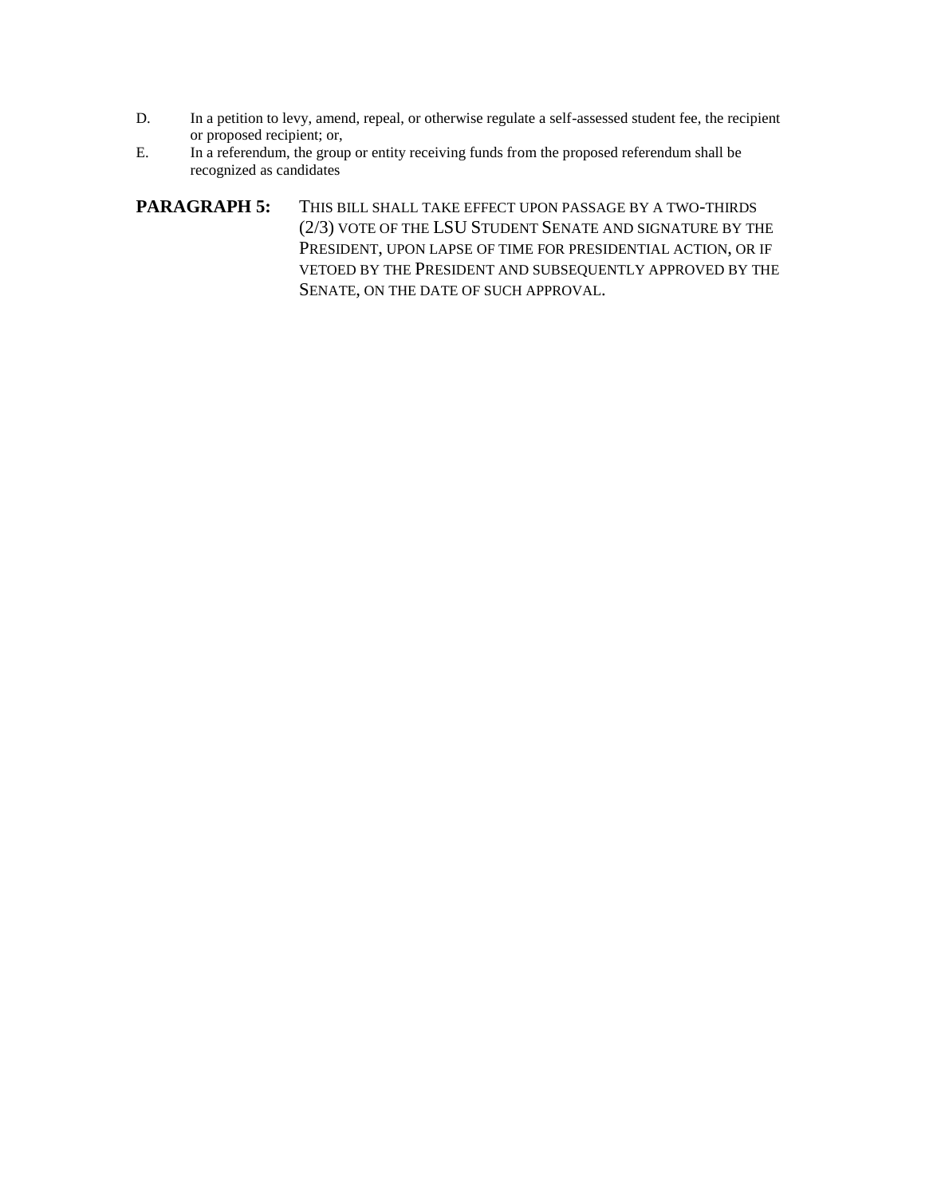D. In a petition to levy, amend, repeal, or otherwise regulate a self-assessed student fee, the recipient or proposed recipient; or,

E. In a referendum, the group or entity receiving funds from the proposed referendum shall be recognized as candidates

**PARAGRAPH 5:** THIS BILL SHALL TAKE EFFECT UPON PASSAGE BY A TWO-THIRDS (2/3) VOTE OF THE LSU STUDENT SENATE AND SIGNATURE BY THE PRESIDENT, UPON LAPSE OF TIME FOR PRESIDENTIAL ACTION, OR IF VETOED BY THE PRESIDENT AND SUBSEQUENTLY APPROVED BY THE SENATE, ON THE DATE OF SUCH APPROVAL.